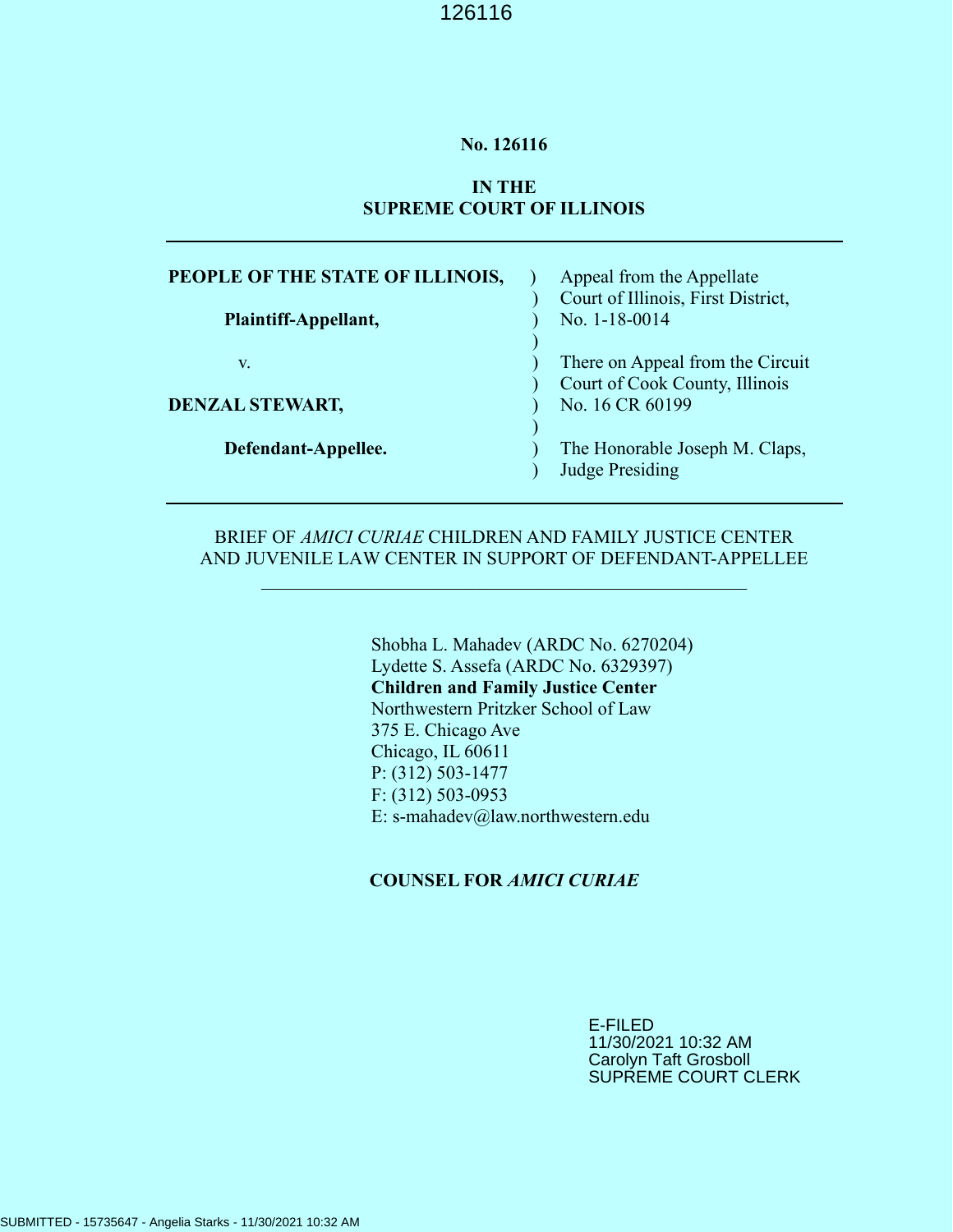**No. 126116**

**IN THE**
**SUPREME COURT OF ILLINOIS**

---

| | | |
|---|---|---|
| **PEOPLE OF THE STATE OF ILLINOIS,** | ) | Appeal from the Appellate |
| | ) | Court of Illinois, First District, |
| **Plaintiff-Appellant,** | ) | No. 1-18-0014 |
| | ) | |
| v. | ) | There on Appeal from the Circuit |
| | ) | Court of Cook County, Illinois |
| **DENZAL STEWART,** | ) | No. 16 CR 60199 |
| | ) | |
| **Defendant-Appellee.** | ) | The Honorable Joseph M. Claps, |
| | ) | Judge Presiding |

---

BRIEF OF *AMICI CURIAE* CHILDREN AND FAMILY JUSTICE CENTER AND JUVENILE LAW CENTER IN SUPPORT OF DEFENDANT-APPELLEE

---

Shobha L. Mahadev (ARDC No. 6270204)
Lydette S. Assefa (ARDC No. 6329397)
**Children and Family Justice Center**
Northwestern Pritzker School of Law
375 E. Chicago Ave
Chicago, IL 60611
P: (312) 503-1477
F: (312) 503-0953
E: s-mahadev@law.northwestern.edu

**COUNSEL FOR *AMICI CURIAE***

E-FILED
11/30/2021 10:32 AM
Carolyn Taft Grosboll
SUPREME COURT CLERK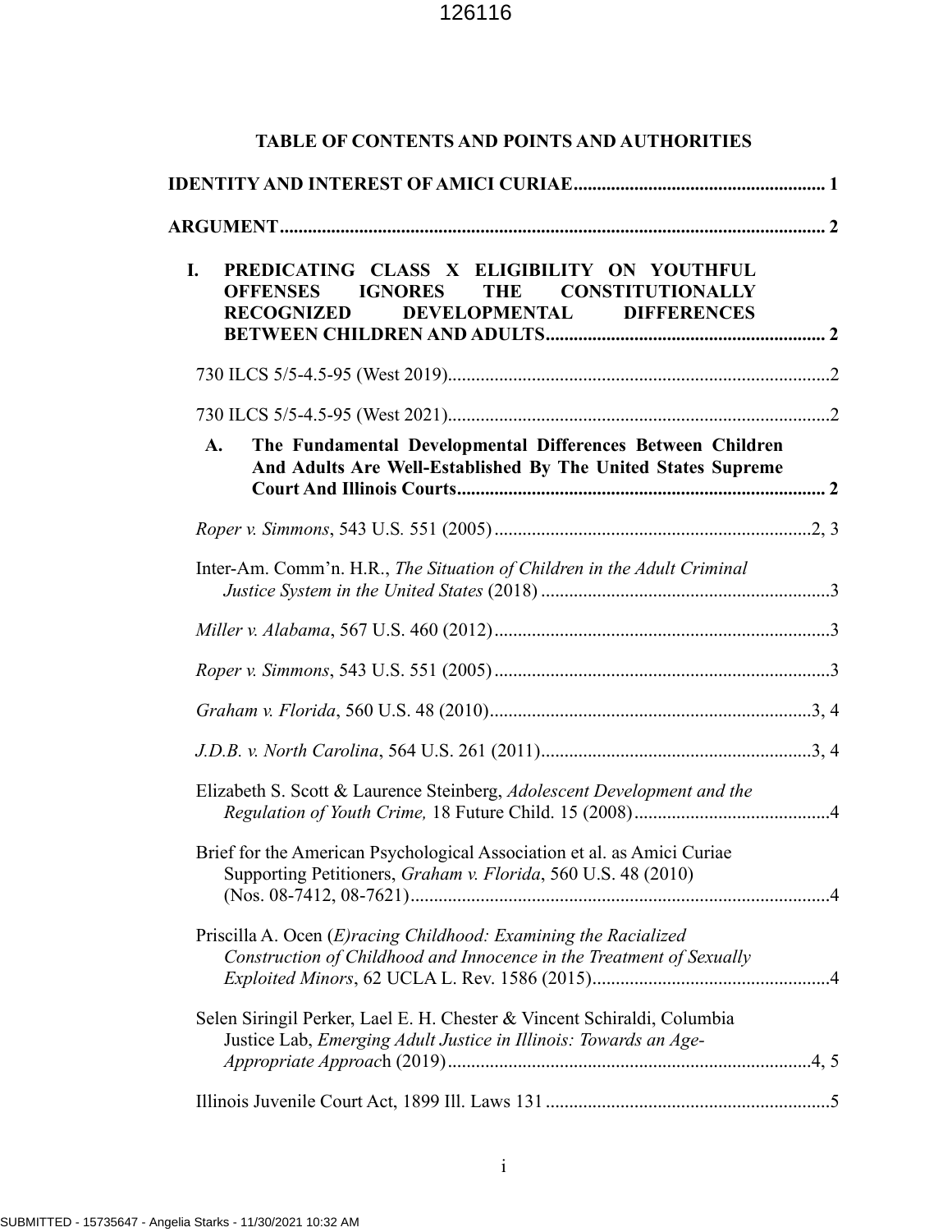# TABLE OF CONTENTS AND POINTS AND AUTHORITIES

**IDENTITY AND INTEREST OF AMICI CURIAE** .................................................... 1

**ARGUMENT** .................................................................................................... 2

**I. PREDICATING CLASS X ELIGIBILITY ON YOUTHFUL OFFENSES IGNORES THE CONSTITUTIONALLY RECOGNIZED DEVELOPMENTAL DIFFERENCES BETWEEN CHILDREN AND ADULTS** .......................................................... 2

730 ILCS 5/5-4.5-95 (West 2019)................................................................................2

730 ILCS 5/5-4.5-95 (West 2021)................................................................................2

**A. The Fundamental Developmental Differences Between Children And Adults Are Well-Established By The United States Supreme Court And Illinois Courts** .............................................................................. 2

*Roper v. Simmons*, 543 U.S. 551 (2005) ...................................................................2, 3

Inter-Am. Comm'n. H.R., *The Situation of Children in the Adult Criminal Justice System in the United States* (2018) .............................................................3

*Miller v. Alabama*, 567 U.S. 460 (2012).......................................................................3

*Roper v. Simmons*, 543 U.S. 551 (2005) .......................................................................3

*Graham v. Florida*, 560 U.S. 48 (2010)....................................................................3, 4

*J.D.B. v. North Carolina*, 564 U.S. 261 (2011)..........................................................3, 4

Elizabeth S. Scott & Laurence Steinberg, *Adolescent Development and the Regulation of Youth Crime,* 18 Future Child. 15 (2008)..........................................4

Brief for the American Psychological Association et al. as Amici Curiae Supporting Petitioners, *Graham v. Florida*, 560 U.S. 48 (2010) (Nos. 08-7412, 08-7621).........................................................................................4

Priscilla A. Ocen (*E)racing Childhood: Examining the Racialized Construction of Childhood and Innocence in the Treatment of Sexually Exploited Minors*, 62 UCLA L. Rev. 1586 (2015)..................................................4

Selen Siringil Perker, Lael E. H. Chester & Vincent Schiraldi, Columbia Justice Lab, *Emerging Adult Justice in Illinois: Towards an Age-Appropriate Approach* (2019).............................................................................4, 5

Illinois Juvenile Court Act, 1899 Ill. Laws 131 ............................................................5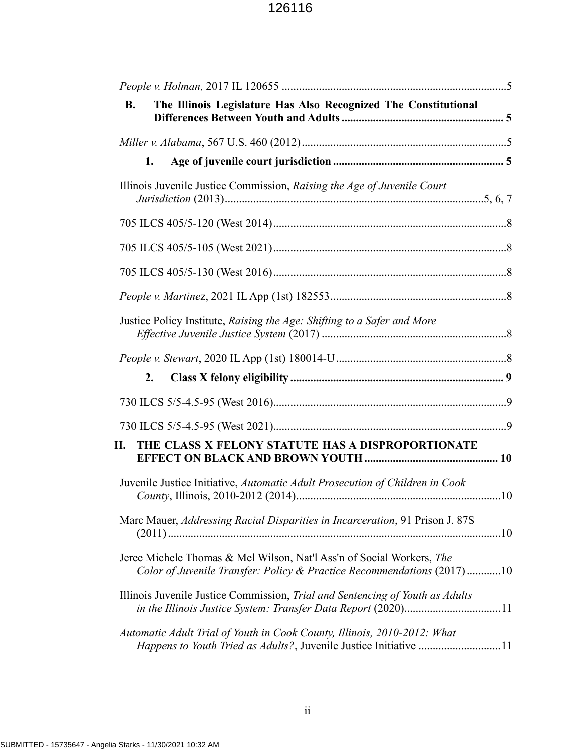*People v. Holman,* 2017 IL 120655 ..............................................................................5

**B. The Illinois Legislature Has Also Recognized The Constitutional Differences Between Youth and Adults ........................................................ 5**

*Miller v. Alabama*, 567 U.S. 460 (2012).......................................................................5

**1. Age of juvenile court jurisdiction ........................................................... 5**

Illinois Juvenile Justice Commission, *Raising the Age of Juvenile Court Jurisdiction* (2013)..........................................................................................5, 6, 7

705 ILCS 405/5-120 (West 2014).................................................................................8

705 ILCS 405/5-105 (West 2021).................................................................................8

705 ILCS 405/5-130 (West 2016).................................................................................8

*People v. Martinez*, 2021 IL App (1st) 182553.............................................................8

Justice Policy Institute, *Raising the Age: Shifting to a Safer and More Effective Juvenile Justice System* (2017) ................................................................8

*People v. Stewart*, 2020 IL App (1st) 180014-U...........................................................8

**2. Class X felony eligibility .......................................................................... 9**

730 ILCS 5/5-4.5-95 (West 2016).................................................................................9

730 ILCS 5/5-4.5-95 (West 2021).................................................................................9

**II. THE CLASS X FELONY STATUTE HAS A DISPROPORTIONATE EFFECT ON BLACK AND BROWN YOUTH .............................................. 10**

Juvenile Justice Initiative, *Automatic Adult Prosecution of Children in Cook County*, Illinois, 2010-2012 (2014).......................................................................10

Marc Mauer, *Addressing Racial Disparities in Incarceration*, 91 Prison J. 87S (2011) ...................................................................................................................10

Jeree Michele Thomas & Mel Wilson, Nat'l Ass'n of Social Workers, *The Color of Juvenile Transfer: Policy & Practice Recommendations* (2017) ............10

Illinois Juvenile Justice Commission, *Trial and Sentencing of Youth as Adults in the Illinois Justice System: Transfer Data Report* (2020).................................11

*Automatic Adult Trial of Youth in Cook County, Illinois, 2010-2012: What Happens to Youth Tried as Adults?*, Juvenile Justice Initiative .............................11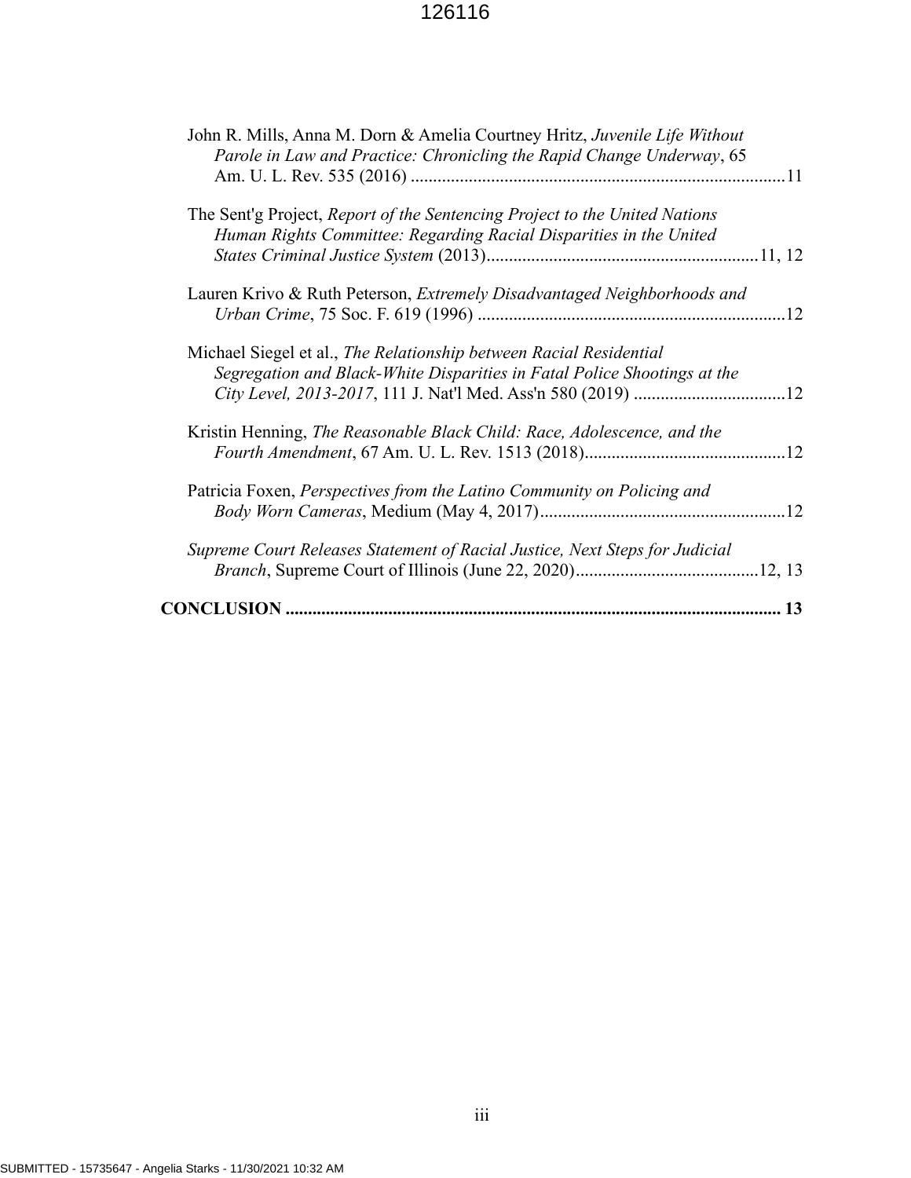John R. Mills, Anna M. Dorn & Amelia Courtney Hritz, *Juvenile Life Without Parole in Law and Practice: Chronicling the Rapid Change Underway*, 65 Am. U. L. Rev. 535 (2016) ....................................................................................11

The Sent'g Project, *Report of the Sentencing Project to the United Nations Human Rights Committee: Regarding Racial Disparities in the United States Criminal Justice System* (2013)............................................................11, 12

Lauren Krivo & Ruth Peterson, *Extremely Disadvantaged Neighborhoods and Urban Crime*, 75 Soc. F. 619 (1996) .....................................................................12

Michael Siegel et al., *The Relationship between Racial Residential Segregation and Black-White Disparities in Fatal Police Shootings at the City Level, 2013-2017*, 111 J. Nat'l Med. Ass'n 580 (2019) ..................................12

Kristin Henning, *The Reasonable Black Child: Race, Adolescence, and the Fourth Amendment*, 67 Am. U. L. Rev. 1513 (2018).............................................12

Patricia Foxen, *Perspectives from the Latino Community on Policing and Body Worn Cameras*, Medium (May 4, 2017).......................................................12

*Supreme Court Releases Statement of Racial Justice, Next Steps for Judicial Branch*, Supreme Court of Illinois (June 22, 2020).........................................12, 13

**CONCLUSION ............................................................................................................ 13**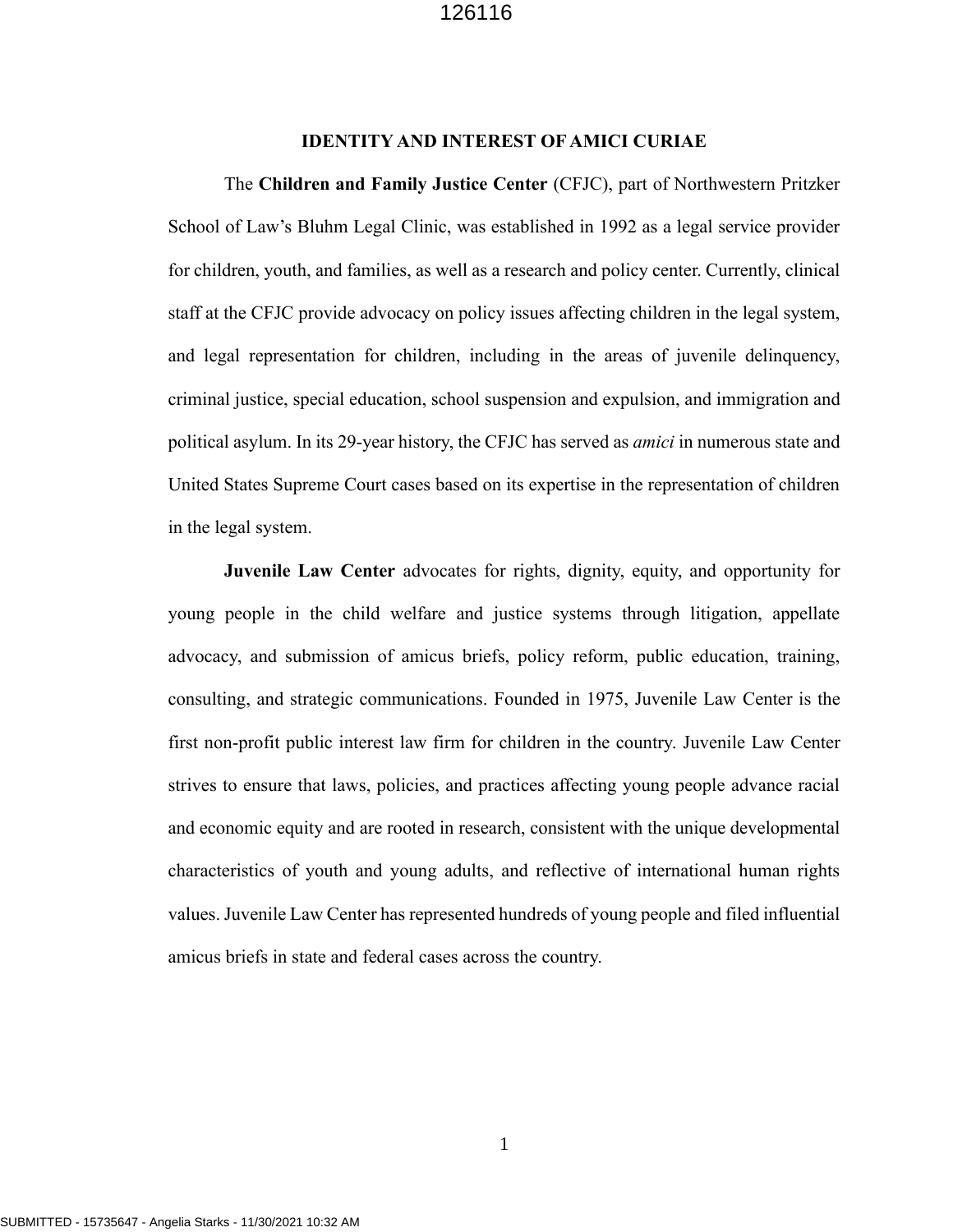## IDENTITY AND INTEREST OF AMICI CURIAE

The **Children and Family Justice Center** (CFJC), part of Northwestern Pritzker School of Law's Bluhm Legal Clinic, was established in 1992 as a legal service provider for children, youth, and families, as well as a research and policy center. Currently, clinical staff at the CFJC provide advocacy on policy issues affecting children in the legal system, and legal representation for children, including in the areas of juvenile delinquency, criminal justice, special education, school suspension and expulsion, and immigration and political asylum. In its 29-year history, the CFJC has served as *amici* in numerous state and United States Supreme Court cases based on its expertise in the representation of children in the legal system.

**Juvenile Law Center** advocates for rights, dignity, equity, and opportunity for young people in the child welfare and justice systems through litigation, appellate advocacy, and submission of amicus briefs, policy reform, public education, training, consulting, and strategic communications. Founded in 1975, Juvenile Law Center is the first non-profit public interest law firm for children in the country. Juvenile Law Center strives to ensure that laws, policies, and practices affecting young people advance racial and economic equity and are rooted in research, consistent with the unique developmental characteristics of youth and young adults, and reflective of international human rights values. Juvenile Law Center has represented hundreds of young people and filed influential amicus briefs in state and federal cases across the country.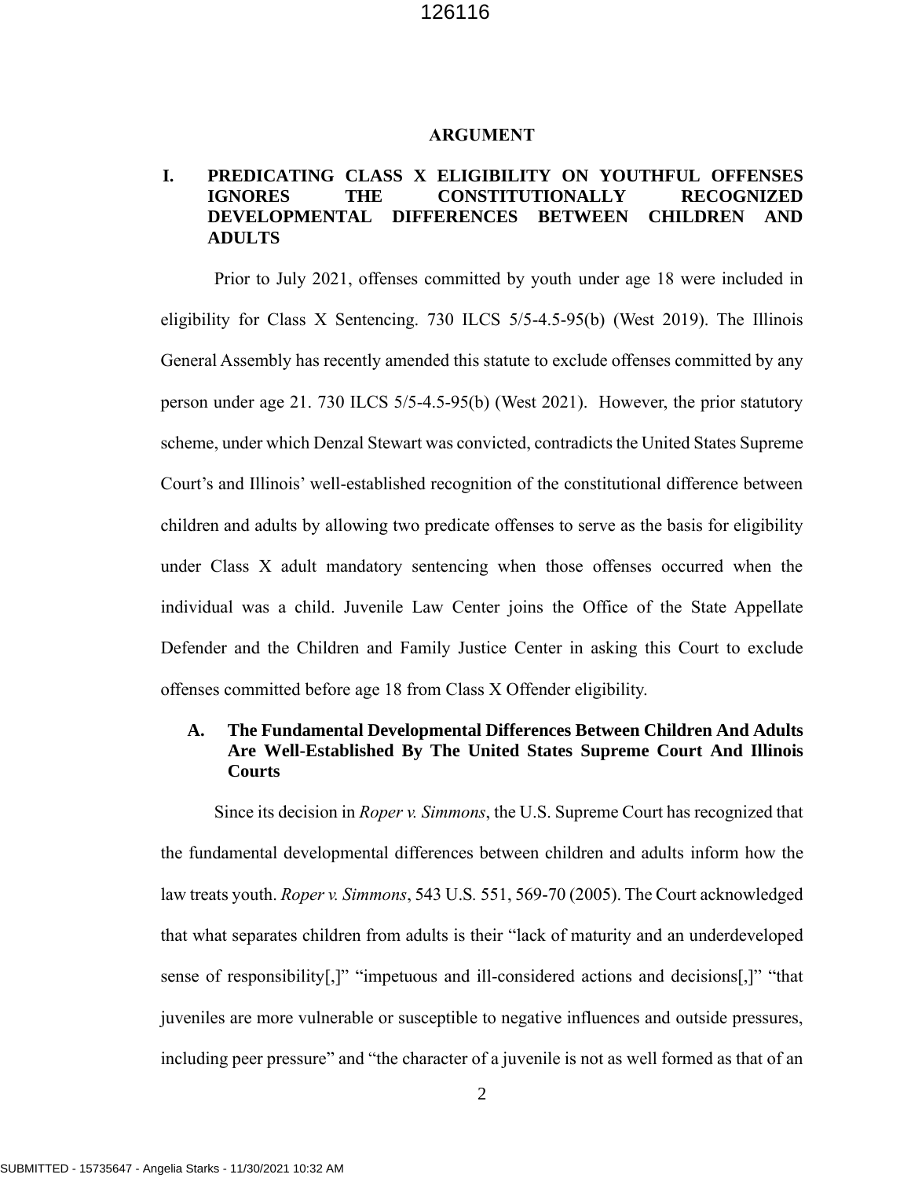## ARGUMENT

### I. PREDICATING CLASS X ELIGIBILITY ON YOUTHFUL OFFENSES IGNORES THE CONSTITUTIONALLY RECOGNIZED DEVELOPMENTAL DIFFERENCES BETWEEN CHILDREN AND ADULTS

Prior to July 2021, offenses committed by youth under age 18 were included in eligibility for Class X Sentencing. 730 ILCS 5/5-4.5-95(b) (West 2019). The Illinois General Assembly has recently amended this statute to exclude offenses committed by any person under age 21. 730 ILCS 5/5-4.5-95(b) (West 2021). However, the prior statutory scheme, under which Denzal Stewart was convicted, contradicts the United States Supreme Court's and Illinois' well-established recognition of the constitutional difference between children and adults by allowing two predicate offenses to serve as the basis for eligibility under Class X adult mandatory sentencing when those offenses occurred when the individual was a child. Juvenile Law Center joins the Office of the State Appellate Defender and the Children and Family Justice Center in asking this Court to exclude offenses committed before age 18 from Class X Offender eligibility.

#### A. The Fundamental Developmental Differences Between Children And Adults Are Well-Established By The United States Supreme Court And Illinois Courts

Since its decision in *Roper v. Simmons*, the U.S. Supreme Court has recognized that the fundamental developmental differences between children and adults inform how the law treats youth. *Roper v. Simmons*, 543 U.S. 551, 569-70 (2005). The Court acknowledged that what separates children from adults is their "lack of maturity and an underdeveloped sense of responsibility[,]" "impetuous and ill-considered actions and decisions[,]" "that juveniles are more vulnerable or susceptible to negative influences and outside pressures, including peer pressure" and "the character of a juvenile is not as well formed as that of an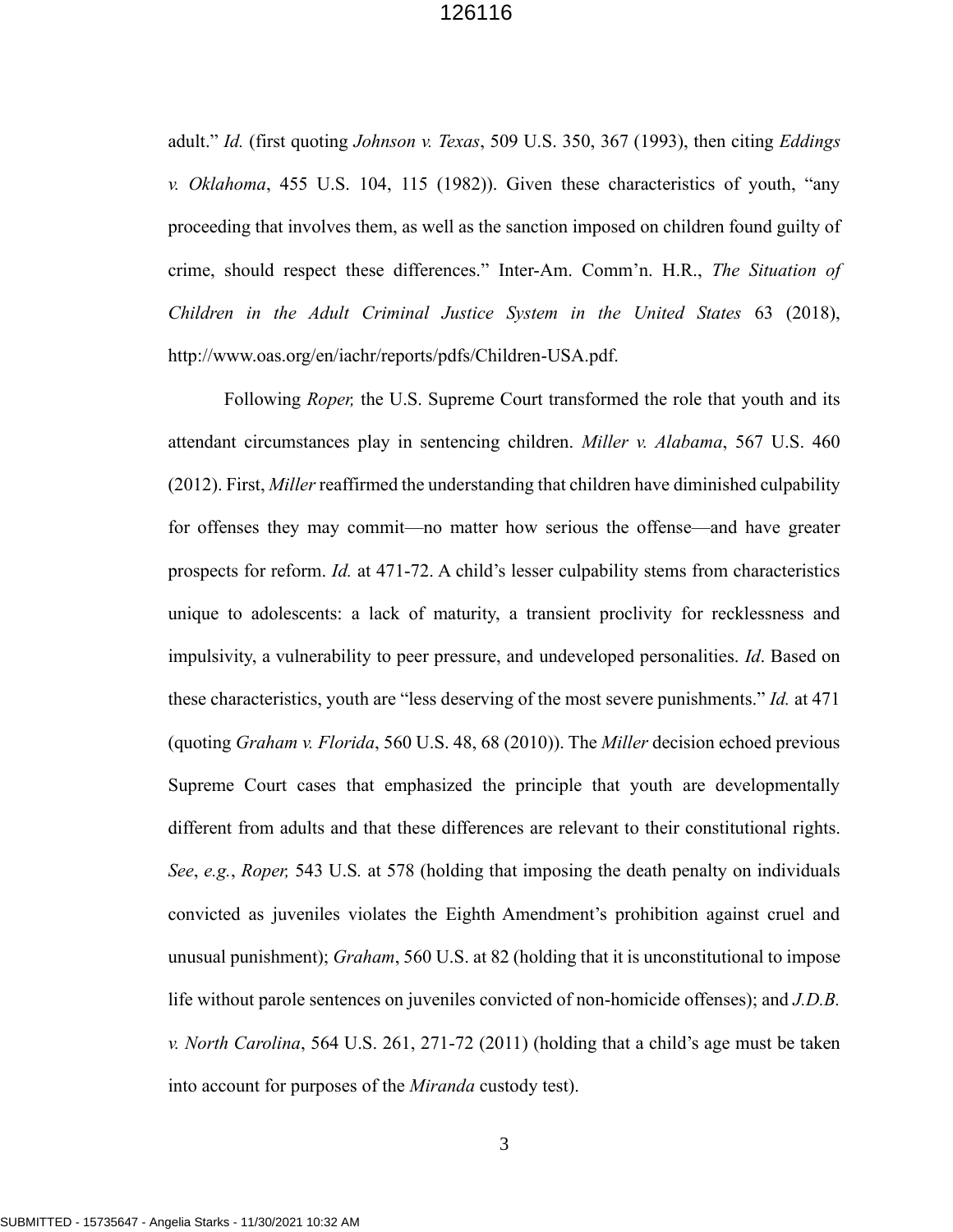adult." *Id.* (first quoting *Johnson v. Texas*, 509 U.S. 350, 367 (1993), then citing *Eddings v. Oklahoma*, 455 U.S. 104, 115 (1982)). Given these characteristics of youth, "any proceeding that involves them, as well as the sanction imposed on children found guilty of crime, should respect these differences." Inter-Am. Comm'n. H.R., *The Situation of Children in the Adult Criminal Justice System in the United States* 63 (2018), http://www.oas.org/en/iachr/reports/pdfs/Children-USA.pdf.

Following *Roper,* the U.S. Supreme Court transformed the role that youth and its attendant circumstances play in sentencing children. *Miller v. Alabama*, 567 U.S. 460 (2012). First, *Miller* reaffirmed the understanding that children have diminished culpability for offenses they may commit—no matter how serious the offense—and have greater prospects for reform. *Id.* at 471-72. A child's lesser culpability stems from characteristics unique to adolescents: a lack of maturity, a transient proclivity for recklessness and impulsivity, a vulnerability to peer pressure, and undeveloped personalities. *Id*. Based on these characteristics, youth are "less deserving of the most severe punishments." *Id.* at 471 (quoting *Graham v. Florida*, 560 U.S. 48, 68 (2010)). The *Miller* decision echoed previous Supreme Court cases that emphasized the principle that youth are developmentally different from adults and that these differences are relevant to their constitutional rights. *See*, *e.g.*, *Roper,* 543 U.S. at 578 (holding that imposing the death penalty on individuals convicted as juveniles violates the Eighth Amendment's prohibition against cruel and unusual punishment); *Graham*, 560 U.S. at 82 (holding that it is unconstitutional to impose life without parole sentences on juveniles convicted of non-homicide offenses); and *J.D.B. v. North Carolina*, 564 U.S. 261, 271-72 (2011) (holding that a child's age must be taken into account for purposes of the *Miranda* custody test).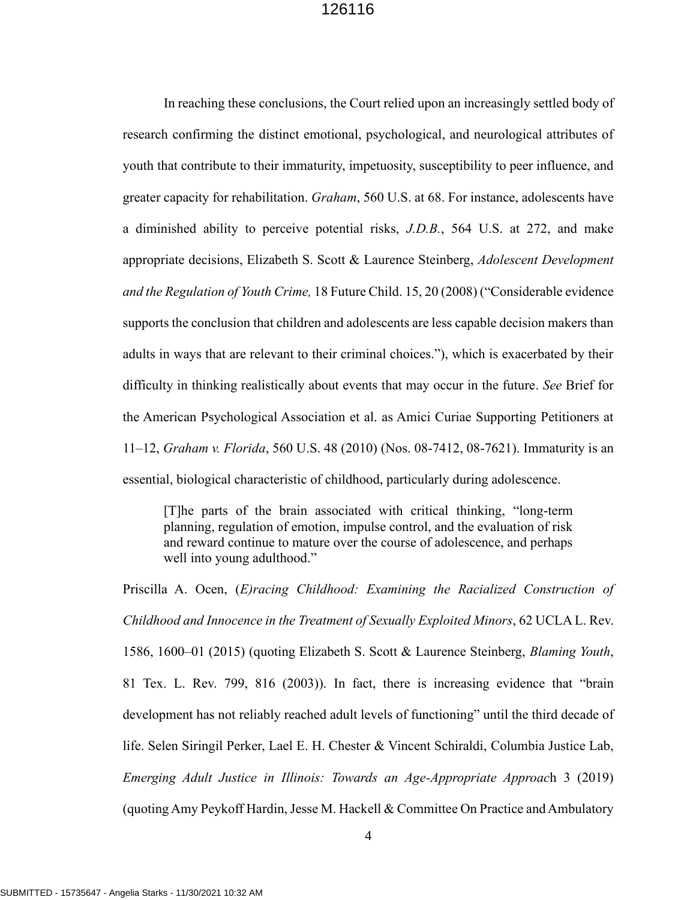In reaching these conclusions, the Court relied upon an increasingly settled body of research confirming the distinct emotional, psychological, and neurological attributes of youth that contribute to their immaturity, impetuosity, susceptibility to peer influence, and greater capacity for rehabilitation. *Graham*, 560 U.S. at 68. For instance, adolescents have a diminished ability to perceive potential risks, *J.D.B.*, 564 U.S. at 272, and make appropriate decisions, Elizabeth S. Scott & Laurence Steinberg, *Adolescent Development and the Regulation of Youth Crime,* 18 Future Child. 15, 20 (2008) ("Considerable evidence supports the conclusion that children and adolescents are less capable decision makers than adults in ways that are relevant to their criminal choices."), which is exacerbated by their difficulty in thinking realistically about events that may occur in the future. *See* Brief for the American Psychological Association et al. as Amici Curiae Supporting Petitioners at 11–12, *Graham v. Florida*, 560 U.S. 48 (2010) (Nos. 08-7412, 08-7621). Immaturity is an essential, biological characteristic of childhood, particularly during adolescence.

> [T]he parts of the brain associated with critical thinking, "long-term planning, regulation of emotion, impulse control, and the evaluation of risk and reward continue to mature over the course of adolescence, and perhaps well into young adulthood."

Priscilla A. Ocen, *(E)racing Childhood: Examining the Racialized Construction of Childhood and Innocence in the Treatment of Sexually Exploited Minors*, 62 UCLA L. Rev. 1586, 1600–01 (2015) (quoting Elizabeth S. Scott & Laurence Steinberg, *Blaming Youth*, 81 Tex. L. Rev. 799, 816 (2003)). In fact, there is increasing evidence that "brain development has not reliably reached adult levels of functioning" until the third decade of life. Selen Siringil Perker, Lael E. H. Chester & Vincent Schiraldi, Columbia Justice Lab, *Emerging Adult Justice in Illinois: Towards an Age-Appropriate Approach* 3 (2019) (quoting Amy Peykoff Hardin, Jesse M. Hackell & Committee On Practice and Ambulatory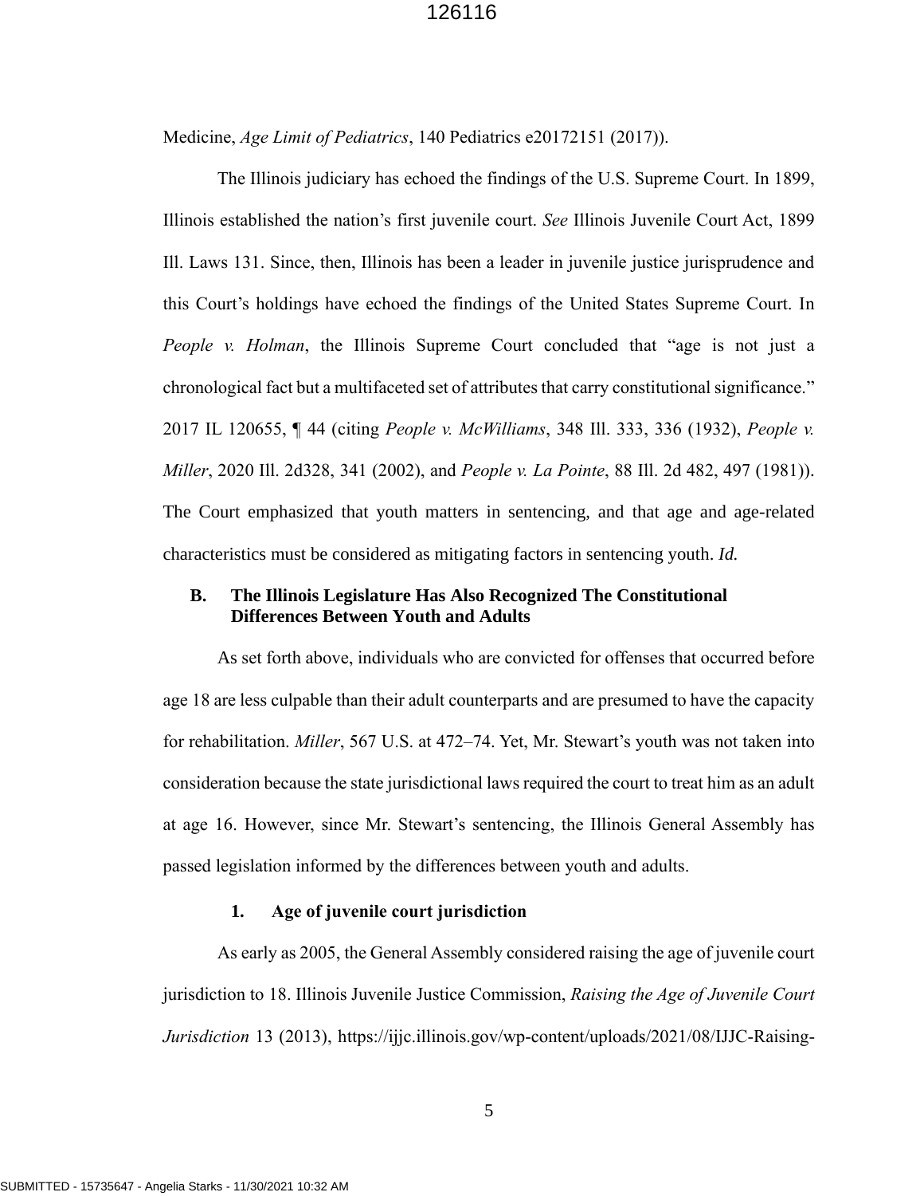Medicine, *Age Limit of Pediatrics*, 140 Pediatrics e20172151 (2017)).

The Illinois judiciary has echoed the findings of the U.S. Supreme Court. In 1899, Illinois established the nation's first juvenile court. *See* Illinois Juvenile Court Act, 1899 Ill. Laws 131. Since, then, Illinois has been a leader in juvenile justice jurisprudence and this Court's holdings have echoed the findings of the United States Supreme Court. In *People v. Holman*, the Illinois Supreme Court concluded that "age is not just a chronological fact but a multifaceted set of attributes that carry constitutional significance." 2017 IL 120655, ¶ 44 (citing *People v. McWilliams*, 348 Ill. 333, 336 (1932), *People v. Miller*, 2020 Ill. 2d328, 341 (2002), and *People v. La Pointe*, 88 Ill. 2d 482, 497 (1981)). The Court emphasized that youth matters in sentencing, and that age and age-related characteristics must be considered as mitigating factors in sentencing youth. *Id.*

### B. The Illinois Legislature Has Also Recognized The Constitutional Differences Between Youth and Adults

As set forth above, individuals who are convicted for offenses that occurred before age 18 are less culpable than their adult counterparts and are presumed to have the capacity for rehabilitation. *Miller*, 567 U.S. at 472–74. Yet, Mr. Stewart's youth was not taken into consideration because the state jurisdictional laws required the court to treat him as an adult at age 16. However, since Mr. Stewart's sentencing, the Illinois General Assembly has passed legislation informed by the differences between youth and adults.

#### 1. Age of juvenile court jurisdiction

As early as 2005, the General Assembly considered raising the age of juvenile court jurisdiction to 18. Illinois Juvenile Justice Commission, *Raising the Age of Juvenile Court Jurisdiction* 13 (2013), https://ijjc.illinois.gov/wp-content/uploads/2021/08/IJJC-Raising-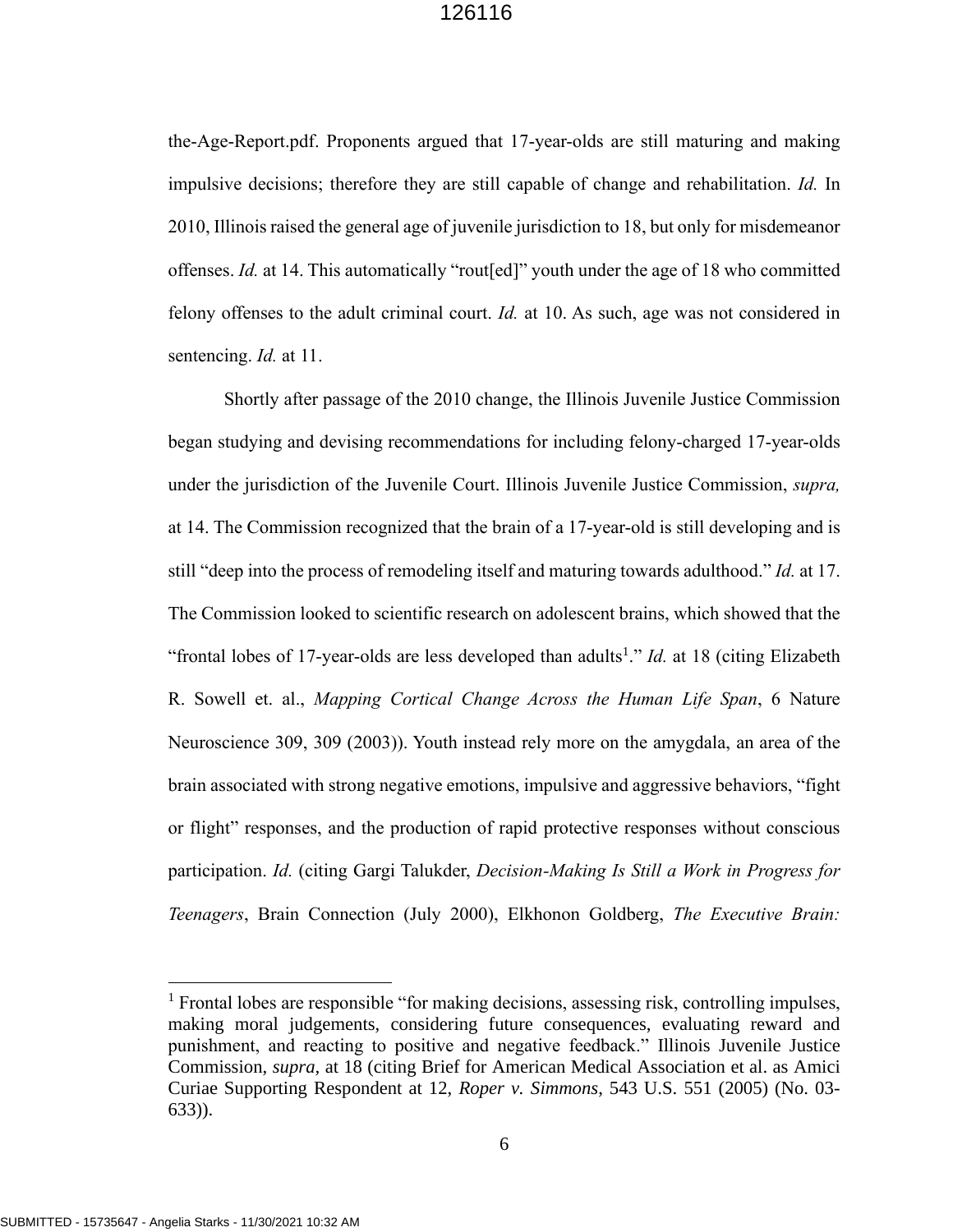the-Age-Report.pdf. Proponents argued that 17-year-olds are still maturing and making impulsive decisions; therefore they are still capable of change and rehabilitation. *Id.* In 2010, Illinois raised the general age of juvenile jurisdiction to 18, but only for misdemeanor offenses. *Id.* at 14. This automatically "rout[ed]" youth under the age of 18 who committed felony offenses to the adult criminal court. *Id.* at 10. As such, age was not considered in sentencing. *Id.* at 11.

Shortly after passage of the 2010 change, the Illinois Juvenile Justice Commission began studying and devising recommendations for including felony-charged 17-year-olds under the jurisdiction of the Juvenile Court. Illinois Juvenile Justice Commission, *supra,* at 14. The Commission recognized that the brain of a 17-year-old is still developing and is still "deep into the process of remodeling itself and maturing towards adulthood." *Id.* at 17. The Commission looked to scientific research on adolescent brains, which showed that the "frontal lobes of 17-year-olds are less developed than adults[1]." *Id.* at 18 (citing Elizabeth R. Sowell et. al., *Mapping Cortical Change Across the Human Life Span*, 6 Nature Neuroscience 309, 309 (2003)). Youth instead rely more on the amygdala, an area of the brain associated with strong negative emotions, impulsive and aggressive behaviors, "fight or flight" responses, and the production of rapid protective responses without conscious participation. *Id.* (citing Gargi Talukder, *Decision-Making Is Still a Work in Progress for Teenagers*, Brain Connection (July 2000), Elkhonon Goldberg, *The Executive Brain:*

---

[1] Frontal lobes are responsible "for making decisions, assessing risk, controlling impulses, making moral judgements, considering future consequences, evaluating reward and punishment, and reacting to positive and negative feedback." Illinois Juvenile Justice Commission, *supra,* at 18 (citing Brief for American Medical Association et al. as Amici Curiae Supporting Respondent at 12, *Roper v. Simmons*, 543 U.S. 551 (2005) (No. 03-633)).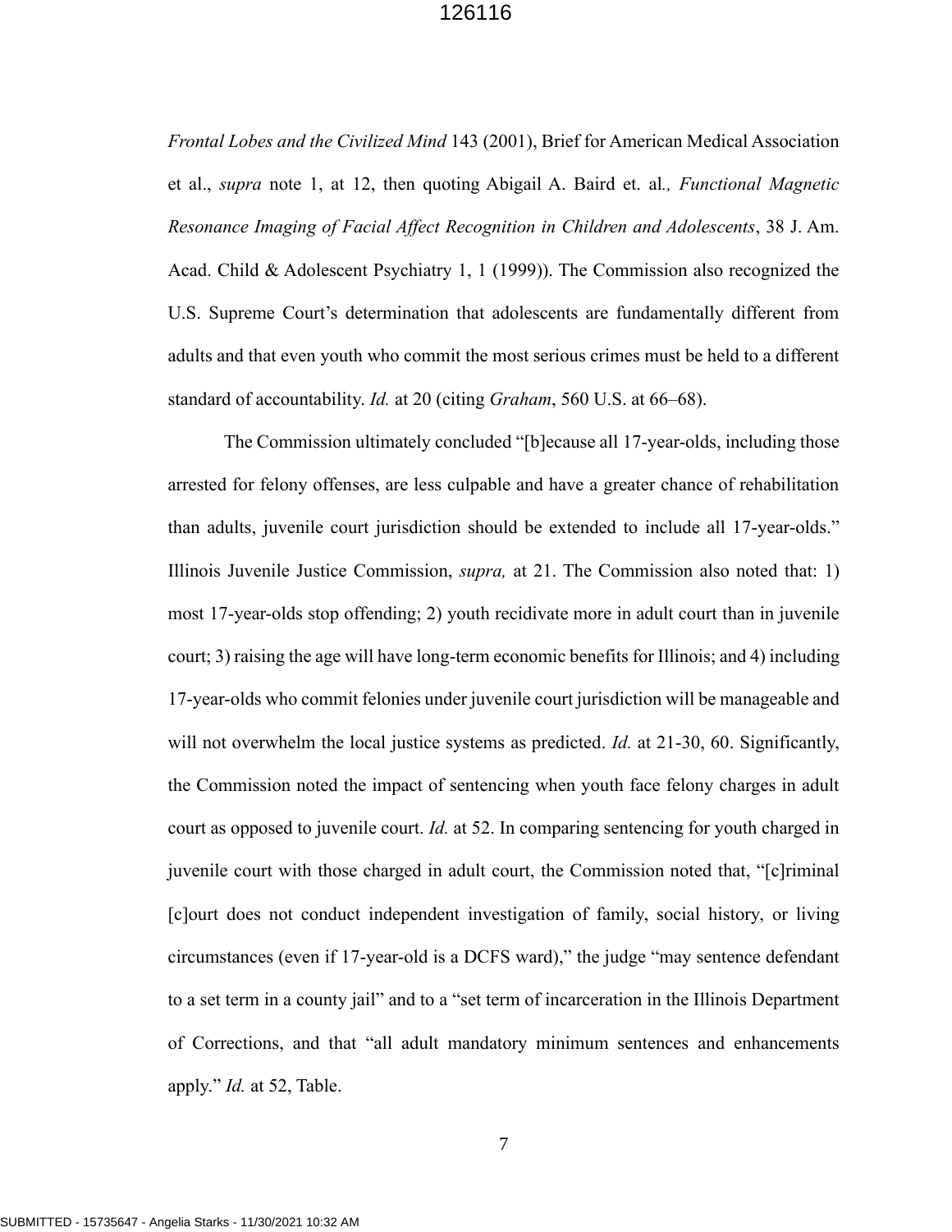*Frontal Lobes and the Civilized Mind* 143 (2001), Brief for American Medical Association et al., *supra* note 1, at 12, then quoting Abigail A. Baird et. al*., Functional Magnetic Resonance Imaging of Facial Affect Recognition in Children and Adolescents*, 38 J. Am. Acad. Child & Adolescent Psychiatry 1, 1 (1999)). The Commission also recognized the U.S. Supreme Court's determination that adolescents are fundamentally different from adults and that even youth who commit the most serious crimes must be held to a different standard of accountability. *Id.* at 20 (citing *Graham*, 560 U.S. at 66–68).

The Commission ultimately concluded "[b]ecause all 17-year-olds, including those arrested for felony offenses, are less culpable and have a greater chance of rehabilitation than adults, juvenile court jurisdiction should be extended to include all 17-year-olds." Illinois Juvenile Justice Commission, *supra,* at 21. The Commission also noted that: 1) most 17-year-olds stop offending; 2) youth recidivate more in adult court than in juvenile court; 3) raising the age will have long-term economic benefits for Illinois; and 4) including 17-year-olds who commit felonies under juvenile court jurisdiction will be manageable and will not overwhelm the local justice systems as predicted. *Id.* at 21-30, 60. Significantly, the Commission noted the impact of sentencing when youth face felony charges in adult court as opposed to juvenile court. *Id.* at 52. In comparing sentencing for youth charged in juvenile court with those charged in adult court, the Commission noted that, "[c]riminal [c]ourt does not conduct independent investigation of family, social history, or living circumstances (even if 17-year-old is a DCFS ward)," the judge "may sentence defendant to a set term in a county jail" and to a "set term of incarceration in the Illinois Department of Corrections, and that "all adult mandatory minimum sentences and enhancements apply." *Id.* at 52, Table.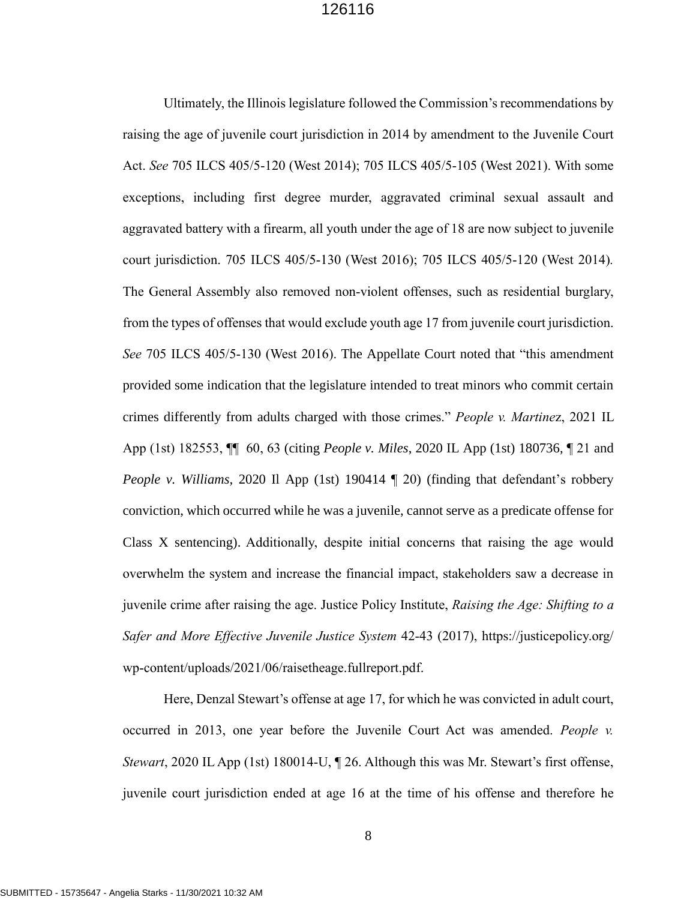Ultimately, the Illinois legislature followed the Commission's recommendations by raising the age of juvenile court jurisdiction in 2014 by amendment to the Juvenile Court Act. *See* 705 ILCS 405/5-120 (West 2014); 705 ILCS 405/5-105 (West 2021). With some exceptions, including first degree murder, aggravated criminal sexual assault and aggravated battery with a firearm, all youth under the age of 18 are now subject to juvenile court jurisdiction. 705 ILCS 405/5-130 (West 2016); 705 ILCS 405/5-120 (West 2014). The General Assembly also removed non-violent offenses, such as residential burglary, from the types of offenses that would exclude youth age 17 from juvenile court jurisdiction. *See* 705 ILCS 405/5-130 (West 2016). The Appellate Court noted that "this amendment provided some indication that the legislature intended to treat minors who commit certain crimes differently from adults charged with those crimes." *People v. Martinez*, 2021 IL App (1st) 182553, ¶¶ 60, 63 (citing *People v. Miles*, 2020 IL App (1st) 180736, ¶ 21 and *People v. Williams*, 2020 Il App (1st) 190414 ¶ 20) (finding that defendant's robbery conviction, which occurred while he was a juvenile, cannot serve as a predicate offense for Class X sentencing). Additionally, despite initial concerns that raising the age would overwhelm the system and increase the financial impact, stakeholders saw a decrease in juvenile crime after raising the age. Justice Policy Institute, *Raising the Age: Shifting to a Safer and More Effective Juvenile Justice System* 42-43 (2017), https://justicepolicy.org/wp-content/uploads/2021/06/raisetheage.fullreport.pdf.

Here, Denzal Stewart's offense at age 17, for which he was convicted in adult court, occurred in 2013, one year before the Juvenile Court Act was amended. *People v. Stewart*, 2020 IL App (1st) 180014-U, ¶ 26. Although this was Mr. Stewart's first offense, juvenile court jurisdiction ended at age 16 at the time of his offense and therefore he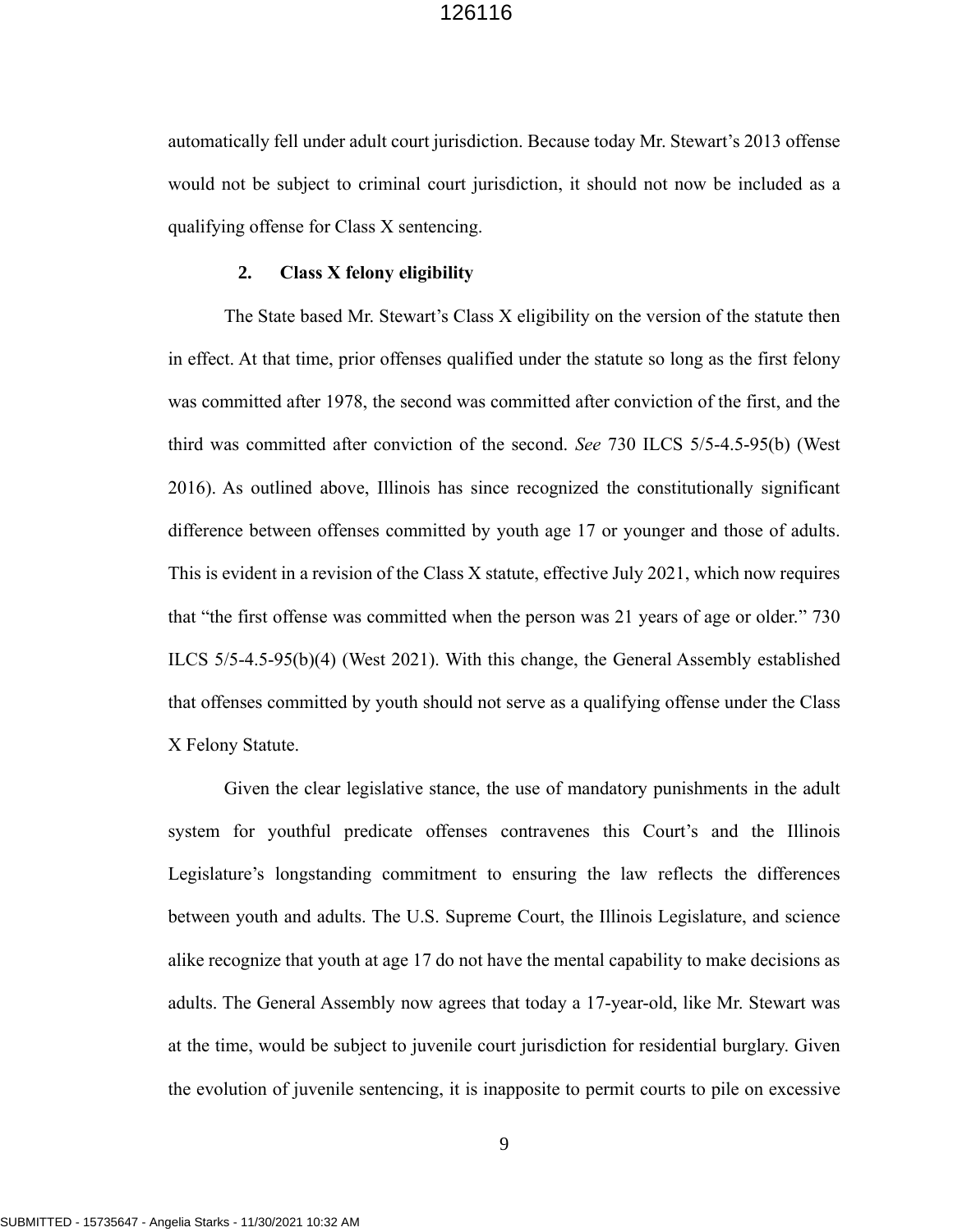automatically fell under adult court jurisdiction. Because today Mr. Stewart's 2013 offense would not be subject to criminal court jurisdiction, it should not now be included as a qualifying offense for Class X sentencing.

### 2. Class X felony eligibility

The State based Mr. Stewart's Class X eligibility on the version of the statute then in effect. At that time, prior offenses qualified under the statute so long as the first felony was committed after 1978, the second was committed after conviction of the first, and the third was committed after conviction of the second. *See* 730 ILCS 5/5-4.5-95(b) (West 2016). As outlined above, Illinois has since recognized the constitutionally significant difference between offenses committed by youth age 17 or younger and those of adults. This is evident in a revision of the Class X statute, effective July 2021, which now requires that "the first offense was committed when the person was 21 years of age or older." 730 ILCS 5/5-4.5-95(b)(4) (West 2021). With this change, the General Assembly established that offenses committed by youth should not serve as a qualifying offense under the Class X Felony Statute.

Given the clear legislative stance, the use of mandatory punishments in the adult system for youthful predicate offenses contravenes this Court's and the Illinois Legislature's longstanding commitment to ensuring the law reflects the differences between youth and adults. The U.S. Supreme Court, the Illinois Legislature, and science alike recognize that youth at age 17 do not have the mental capability to make decisions as adults. The General Assembly now agrees that today a 17-year-old, like Mr. Stewart was at the time, would be subject to juvenile court jurisdiction for residential burglary. Given the evolution of juvenile sentencing, it is inapposite to permit courts to pile on excessive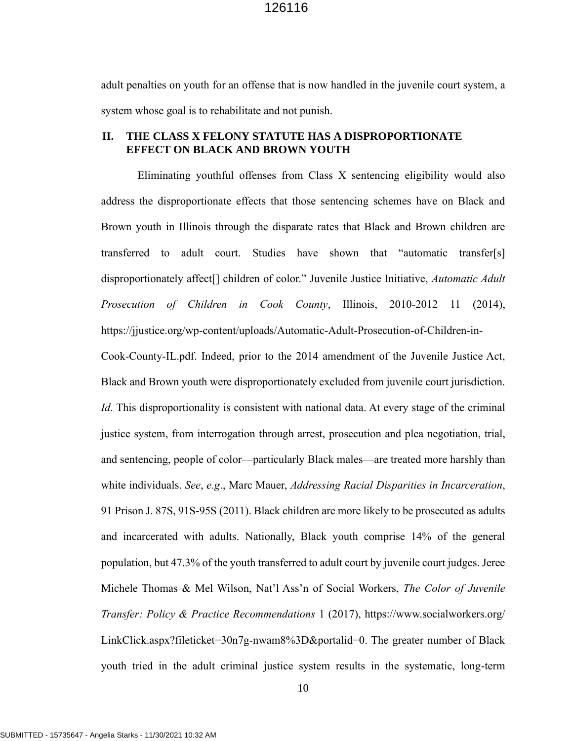adult penalties on youth for an offense that is now handled in the juvenile court system, a system whose goal is to rehabilitate and not punish.

## II. THE CLASS X FELONY STATUTE HAS A DISPROPORTIONATE EFFECT ON BLACK AND BROWN YOUTH

Eliminating youthful offenses from Class X sentencing eligibility would also address the disproportionate effects that those sentencing schemes have on Black and Brown youth in Illinois through the disparate rates that Black and Brown children are transferred to adult court. Studies have shown that "automatic transfer[s] disproportionately affect[] children of color." Juvenile Justice Initiative, *Automatic Adult Prosecution of Children in Cook County*, Illinois, 2010-2012 11 (2014), https://jjustice.org/wp-content/uploads/Automatic-Adult-Prosecution-of-Children-in-Cook-County-IL.pdf. Indeed, prior to the 2014 amendment of the Juvenile Justice Act, Black and Brown youth were disproportionately excluded from juvenile court jurisdiction. *Id*. This disproportionality is consistent with national data. At every stage of the criminal justice system, from interrogation through arrest, prosecution and plea negotiation, trial, and sentencing, people of color—particularly Black males—are treated more harshly than white individuals. *See*, *e.g*., Marc Mauer, *Addressing Racial Disparities in Incarceration*, 91 Prison J. 87S, 91S-95S (2011). Black children are more likely to be prosecuted as adults and incarcerated with adults. Nationally, Black youth comprise 14% of the general population, but 47.3% of the youth transferred to adult court by juvenile court judges. Jeree Michele Thomas & Mel Wilson, Nat'l Ass'n of Social Workers, *The Color of Juvenile Transfer: Policy & Practice Recommendations* 1 (2017), https://www.socialworkers.org/LinkClick.aspx?fileticket=30n7g-nwam8%3D&portalid=0. The greater number of Black youth tried in the adult criminal justice system results in the systematic, long-term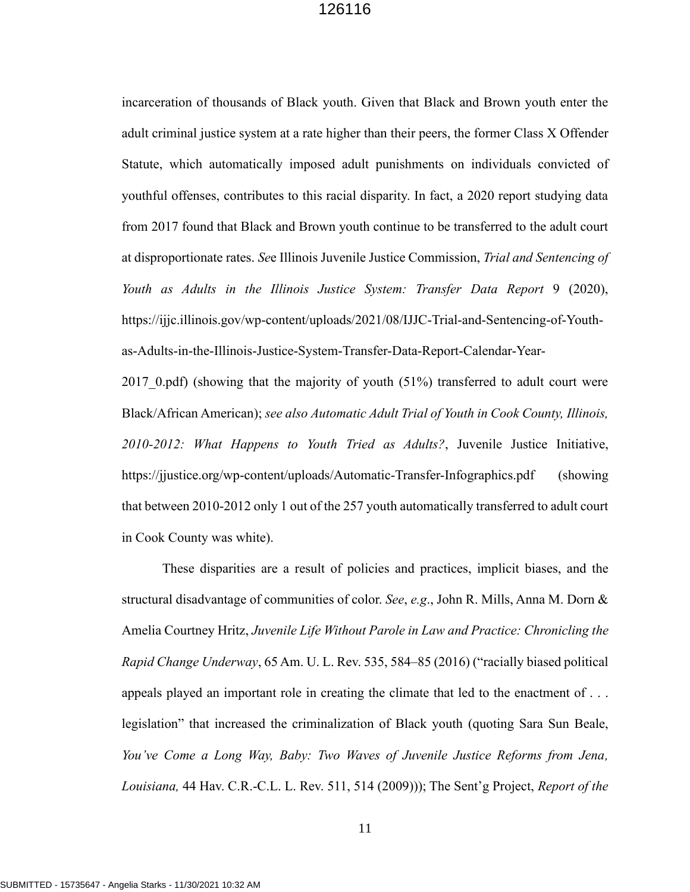incarceration of thousands of Black youth. Given that Black and Brown youth enter the adult criminal justice system at a rate higher than their peers, the former Class X Offender Statute, which automatically imposed adult punishments on individuals convicted of youthful offenses, contributes to this racial disparity. In fact, a 2020 report studying data from 2017 found that Black and Brown youth continue to be transferred to the adult court at disproportionate rates. *Se*e Illinois Juvenile Justice Commission, *Trial and Sentencing of Youth as Adults in the Illinois Justice System: Transfer Data Report* 9 (2020), https://ijjc.illinois.gov/wp-content/uploads/2021/08/IJJC-Trial-and-Sentencing-of-Youth-as-Adults-in-the-Illinois-Justice-System-Transfer-Data-Report-Calendar-Year-2017_0.pdf) (showing that the majority of youth (51%) transferred to adult court were Black/African American); *see also Automatic Adult Trial of Youth in Cook County, Illinois, 2010-2012: What Happens to Youth Tried as Adults?*, Juvenile Justice Initiative, https://jjustice.org/wp-content/uploads/Automatic-Transfer-Infographics.pdf (showing that between 2010-2012 only 1 out of the 257 youth automatically transferred to adult court in Cook County was white).

These disparities are a result of policies and practices, implicit biases, and the structural disadvantage of communities of color. *See*, *e.g*., John R. Mills, Anna M. Dorn & Amelia Courtney Hritz, *Juvenile Life Without Parole in Law and Practice: Chronicling the Rapid Change Underway*, 65 Am. U. L. Rev. 535, 584–85 (2016) ("racially biased political appeals played an important role in creating the climate that led to the enactment of . . . legislation" that increased the criminalization of Black youth (quoting Sara Sun Beale, *You've Come a Long Way, Baby: Two Waves of Juvenile Justice Reforms from Jena, Louisiana,* 44 Hav. C.R.-C.L. L. Rev. 511, 514 (2009))); The Sent'g Project, *Report of the*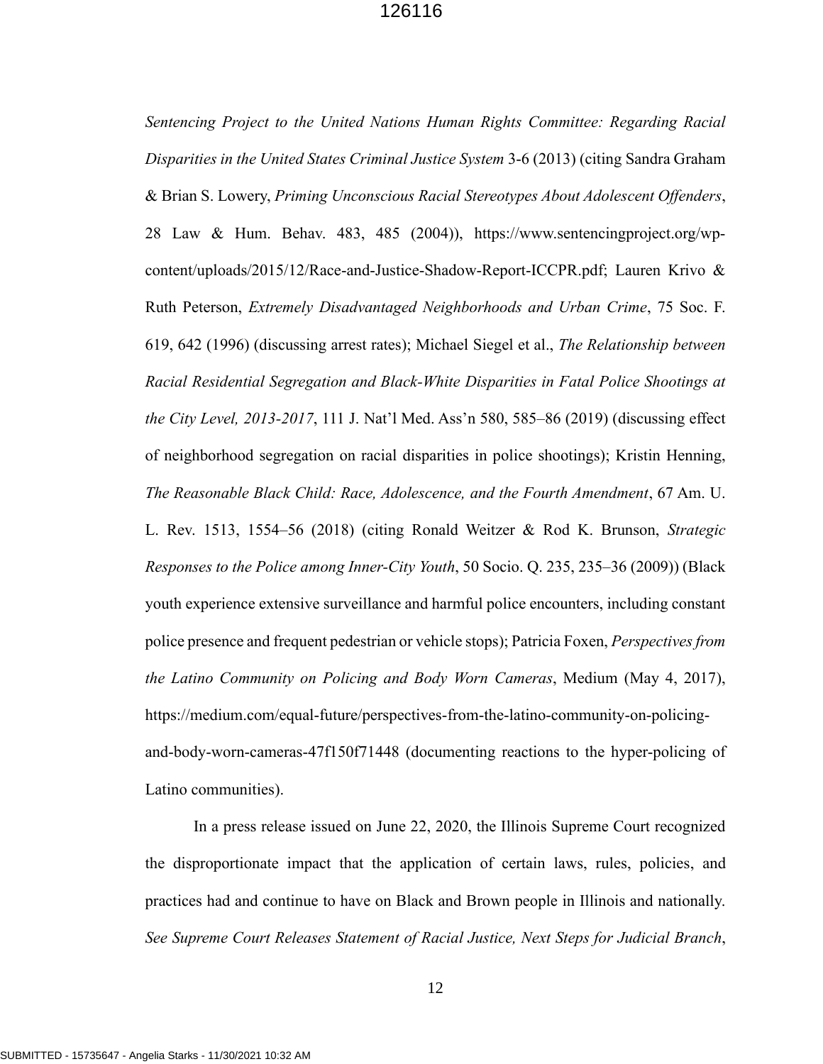*Sentencing Project to the United Nations Human Rights Committee: Regarding Racial Disparities in the United States Criminal Justice System* 3-6 (2013) (citing Sandra Graham & Brian S. Lowery, *Priming Unconscious Racial Stereotypes About Adolescent Offenders*, 28 Law & Hum. Behav. 483, 485 (2004)), https://www.sentencingproject.org/wp-content/uploads/2015/12/Race-and-Justice-Shadow-Report-ICCPR.pdf; Lauren Krivo & Ruth Peterson, *Extremely Disadvantaged Neighborhoods and Urban Crime*, 75 Soc. F. 619, 642 (1996) (discussing arrest rates); Michael Siegel et al., *The Relationship between Racial Residential Segregation and Black-White Disparities in Fatal Police Shootings at the City Level, 2013-2017*, 111 J. Nat'l Med. Ass'n 580, 585–86 (2019) (discussing effect of neighborhood segregation on racial disparities in police shootings); Kristin Henning, *The Reasonable Black Child: Race, Adolescence, and the Fourth Amendment*, 67 Am. U. L. Rev. 1513, 1554–56 (2018) (citing Ronald Weitzer & Rod K. Brunson, *Strategic Responses to the Police among Inner-City Youth*, 50 Socio. Q. 235, 235–36 (2009)) (Black youth experience extensive surveillance and harmful police encounters, including constant police presence and frequent pedestrian or vehicle stops); Patricia Foxen, *Perspectives from the Latino Community on Policing and Body Worn Cameras*, Medium (May 4, 2017), https://medium.com/equal-future/perspectives-from-the-latino-community-on-policing-and-body-worn-cameras-47f150f71448 (documenting reactions to the hyper-policing of Latino communities).

In a press release issued on June 22, 2020, the Illinois Supreme Court recognized the disproportionate impact that the application of certain laws, rules, policies, and practices had and continue to have on Black and Brown people in Illinois and nationally. *See Supreme Court Releases Statement of Racial Justice, Next Steps for Judicial Branch*,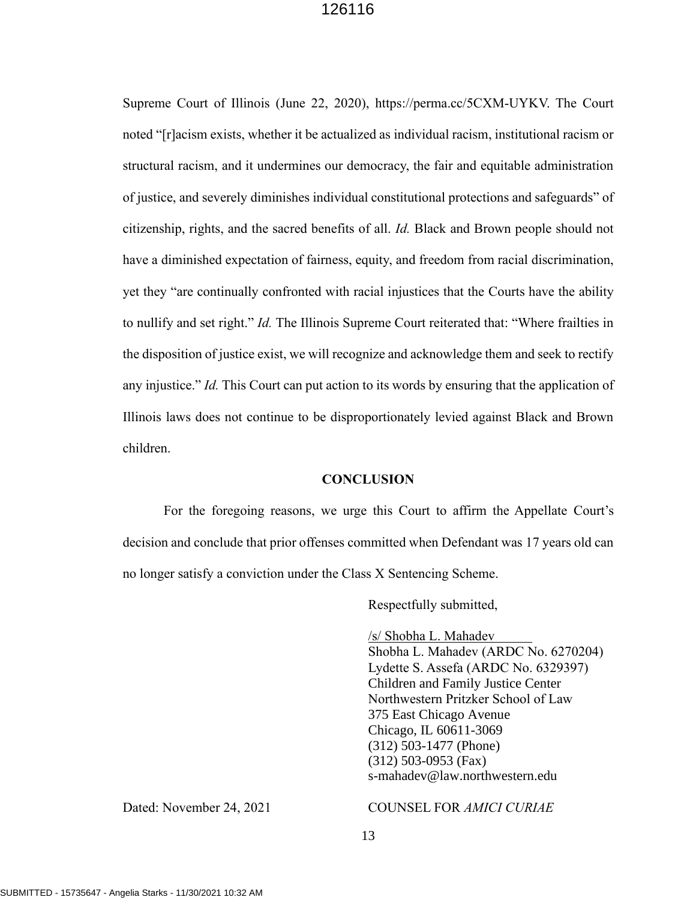Supreme Court of Illinois (June 22, 2020), https://perma.cc/5CXM-UYKV. The Court noted "[r]acism exists, whether it be actualized as individual racism, institutional racism or structural racism, and it undermines our democracy, the fair and equitable administration of justice, and severely diminishes individual constitutional protections and safeguards" of citizenship, rights, and the sacred benefits of all. *Id.* Black and Brown people should not have a diminished expectation of fairness, equity, and freedom from racial discrimination, yet they "are continually confronted with racial injustices that the Courts have the ability to nullify and set right." *Id.* The Illinois Supreme Court reiterated that: "Where frailties in the disposition of justice exist, we will recognize and acknowledge them and seek to rectify any injustice." *Id.* This Court can put action to its words by ensuring that the application of Illinois laws does not continue to be disproportionately levied against Black and Brown children.

## CONCLUSION

For the foregoing reasons, we urge this Court to affirm the Appellate Court's decision and conclude that prior offenses committed when Defendant was 17 years old can no longer satisfy a conviction under the Class X Sentencing Scheme.

Respectfully submitted,

/s/ Shobha L. Mahadev
Shobha L. Mahadev (ARDC No. 6270204)
Lydette S. Assefa (ARDC No. 6329397)
Children and Family Justice Center
Northwestern Pritzker School of Law
375 East Chicago Avenue
Chicago, IL 60611-3069
(312) 503-1477 (Phone)
(312) 503-0953 (Fax)
s-mahadev@law.northwestern.edu

Dated: November 24, 2021

COUNSEL FOR *AMICI CURIAE*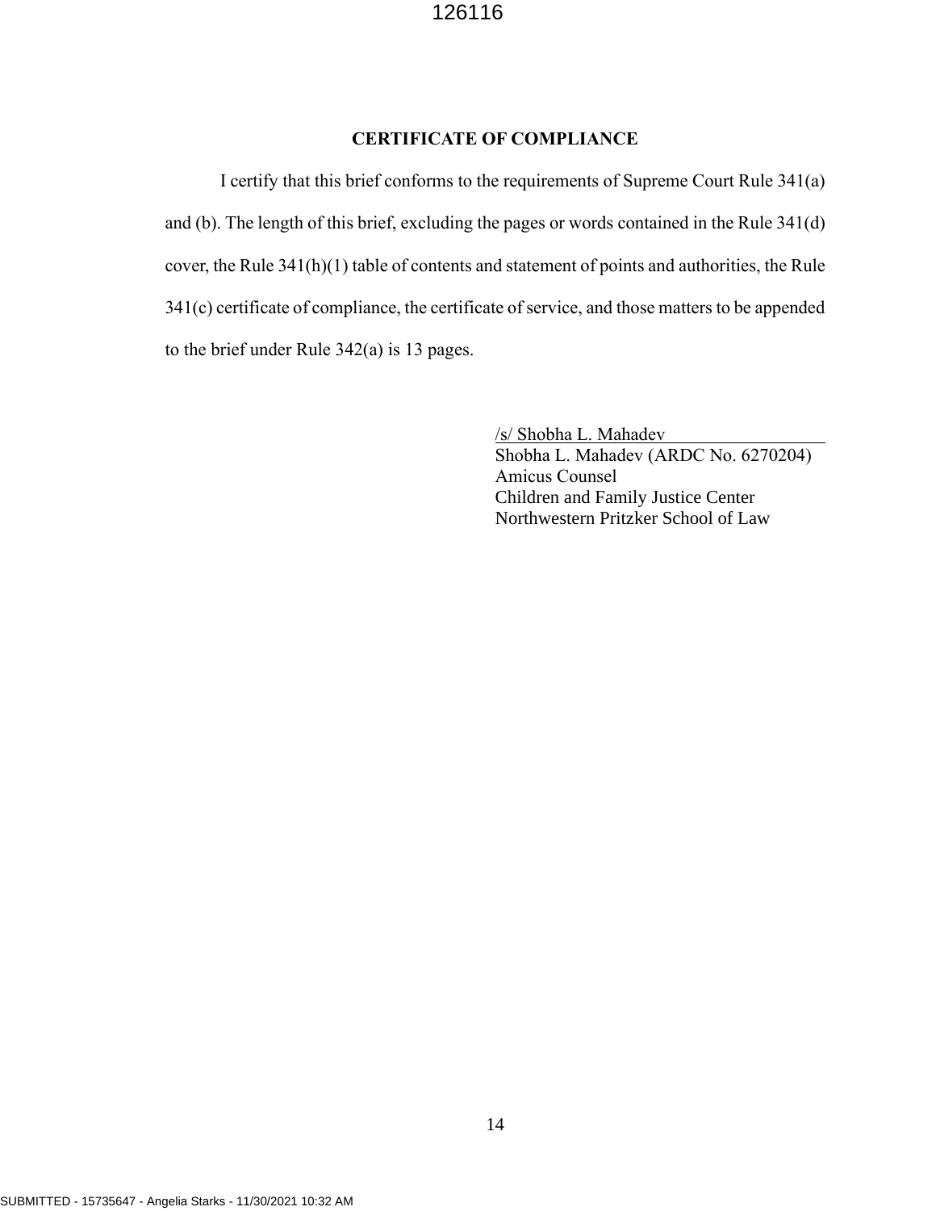## CERTIFICATE OF COMPLIANCE

I certify that this brief conforms to the requirements of Supreme Court Rule 341(a) and (b). The length of this brief, excluding the pages or words contained in the Rule 341(d) cover, the Rule 341(h)(1) table of contents and statement of points and authorities, the Rule 341(c) certificate of compliance, the certificate of service, and those matters to be appended to the brief under Rule 342(a) is 13 pages.

/s/ Shobha L. Mahadev
Shobha L. Mahadev (ARDC No. 6270204)
Amicus Counsel
Children and Family Justice Center
Northwestern Pritzker School of Law